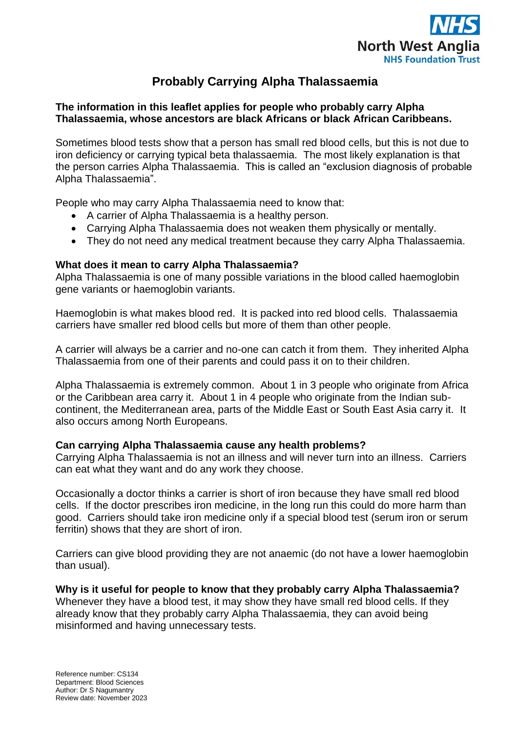# Probably Carrying Alpha Thalassaemia

**The information in this leaflet applies for people who probably carry Alpha Thalassaemia, whose ancestors are black Africans or black African Caribbeans.**

Sometimes blood tests show that a person has small red blood cells, but this is not due to iron deficiency or carrying typical beta thalassaemia. The most likely explanation is that the person carries Alpha Thalassaemia. This is called an "exclusion diagnosis of probable Alpha Thalassaemia".

People who may carry Alpha Thalassaemia need to know that:

- A carrier of Alpha Thalassaemia is a healthy person.
- Carrying Alpha Thalassaemia does not weaken them physically or mentally.
- They do not need any medical treatment because they carry Alpha Thalassaemia.

### What does it mean to carry Alpha Thalassaemia?

Alpha Thalassaemia is one of many possible variations in the blood called haemoglobin gene variants or haemoglobin variants.

Haemoglobin is what makes blood red. It is packed into red blood cells. Thalassaemia carriers have smaller red blood cells but more of them than other people.

A carrier will always be a carrier and no-one can catch it from them. They inherited Alpha Thalassaemia from one of their parents and could pass it on to their children.

Alpha Thalassaemia is extremely common. About 1 in 3 people who originate from Africa or the Caribbean area carry it. About 1 in 4 people who originate from the Indian sub-continent, the Mediterranean area, parts of the Middle East or South East Asia carry it. It also occurs among North Europeans.

### Can carrying Alpha Thalassaemia cause any health problems?

Carrying Alpha Thalassaemia is not an illness and will never turn into an illness. Carriers can eat what they want and do any work they choose.

Occasionally a doctor thinks a carrier is short of iron because they have small red blood cells. If the doctor prescribes iron medicine, in the long run this could do more harm than good. Carriers should take iron medicine only if a special blood test (serum iron or serum ferritin) shows that they are short of iron.

Carriers can give blood providing they are not anaemic (do not have a lower haemoglobin than usual).

### Why is it useful for people to know that they probably carry Alpha Thalassaemia?

Whenever they have a blood test, it may show they have small red blood cells. If they already know that they probably carry Alpha Thalassaemia, they can avoid being misinformed and having unnecessary tests.

Reference number: CS134
Department: Blood Sciences
Author: Dr S Nagumantry
Review date: November 2023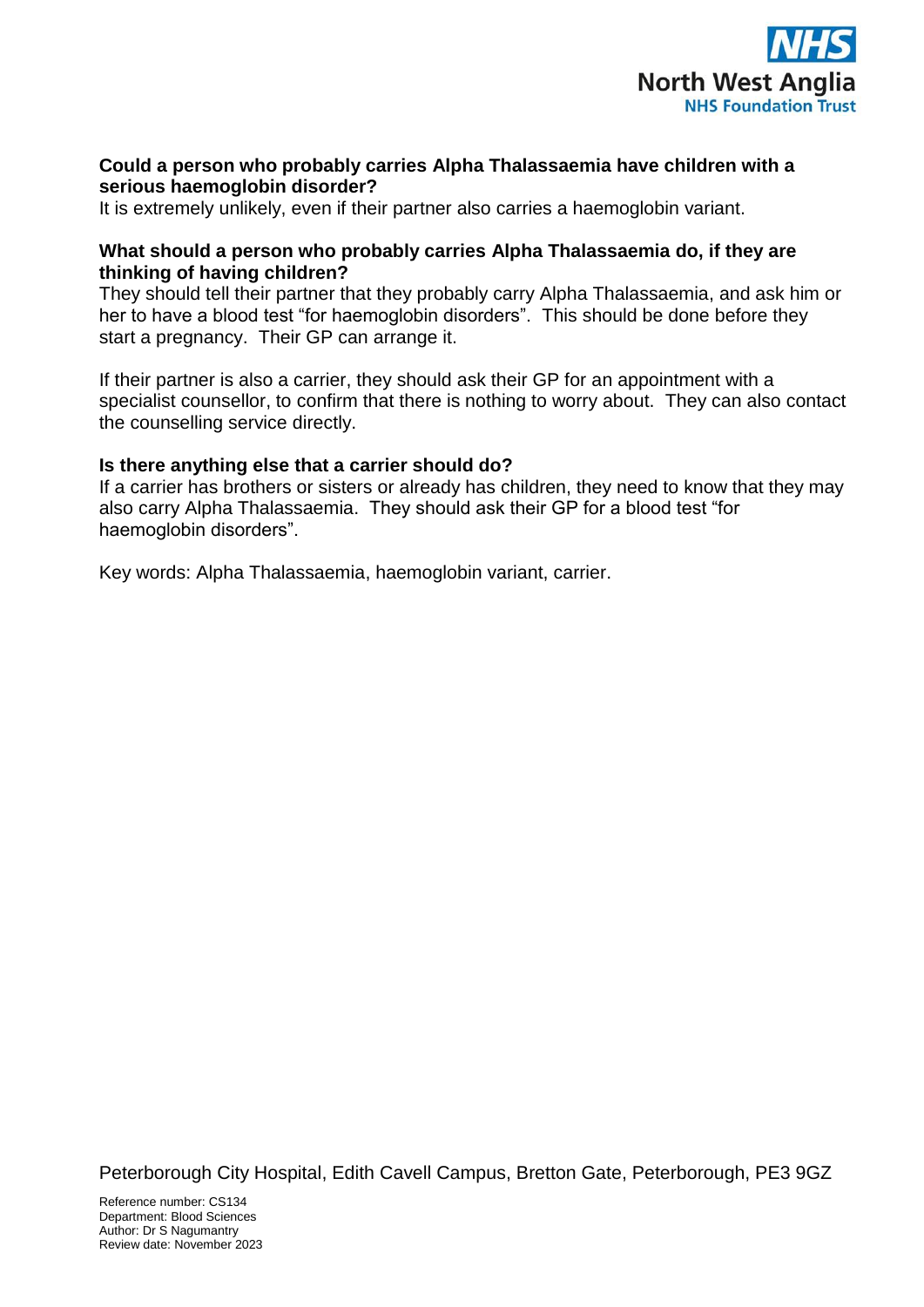**Could a person who probably carries Alpha Thalassaemia have children with a serious haemoglobin disorder?**

It is extremely unlikely, even if their partner also carries a haemoglobin variant.

**What should a person who probably carries Alpha Thalassaemia do, if they are thinking of having children?**

They should tell their partner that they probably carry Alpha Thalassaemia, and ask him or her to have a blood test "for haemoglobin disorders". This should be done before they start a pregnancy. Their GP can arrange it.

If their partner is also a carrier, they should ask their GP for an appointment with a specialist counsellor, to confirm that there is nothing to worry about. They can also contact the counselling service directly.

**Is there anything else that a carrier should do?**

If a carrier has brothers or sisters or already has children, they need to know that they may also carry Alpha Thalassaemia. They should ask their GP for a blood test "for haemoglobin disorders".

Key words: Alpha Thalassaemia, haemoglobin variant, carrier.

Peterborough City Hospital, Edith Cavell Campus, Bretton Gate, Peterborough, PE3 9GZ

Reference number: CS134
Department: Blood Sciences
Author: Dr S Nagumantry
Review date: November 2023